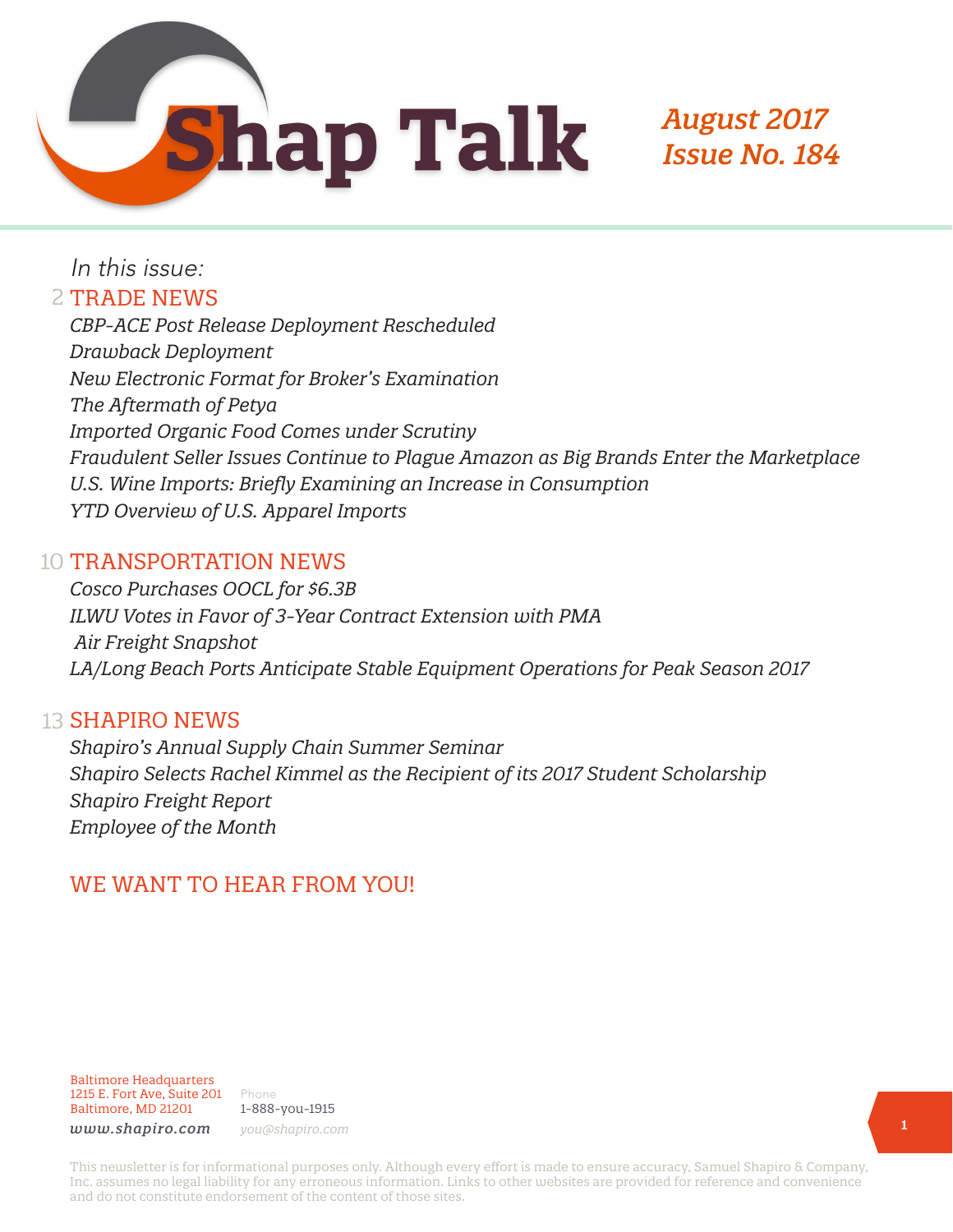# Shap Talk

*August 2017*
*Issue No. 184*

*In this issue:*

## 2 TRADE NEWS

*CBP-ACE Post Release Deployment Rescheduled*
*Drawback Deployment*
*New Electronic Format for Broker's Examination*
*The Aftermath of Petya*
*Imported Organic Food Comes under Scrutiny*
*Fraudulent Seller Issues Continue to Plague Amazon as Big Brands Enter the Marketplace*
*U.S. Wine Imports: Briefly Examining an Increase in Consumption*
*YTD Overview of U.S. Apparel Imports*

## 10 TRANSPORTATION NEWS

*Cosco Purchases OOCL for $6.3B*
*ILWU Votes in Favor of 3-Year Contract Extension with PMA*
*Air Freight Snapshot*
*LA/Long Beach Ports Anticipate Stable Equipment Operations for Peak Season 2017*

## 13 SHAPIRO NEWS

*Shapiro's Annual Supply Chain Summer Seminar*
*Shapiro Selects Rachel Kimmel as the Recipient of its 2017 Student Scholarship*
*Shapiro Freight Report*
*Employee of the Month*

## WE WANT TO HEAR FROM YOU!

Baltimore Headquarters
1215 E. Fort Ave, Suite 201
Baltimore, MD 21201
*www.shapiro.com*

Phone
1-888-you-1915
*you@shapiro.com*

This newsletter is for informational purposes only. Although every effort is made to ensure accuracy, Samuel Shapiro & Company, Inc. assumes no legal liability for any erroneous information. Links to other websites are provided for reference and convenience and do not constitute endorsement of the content of those sites.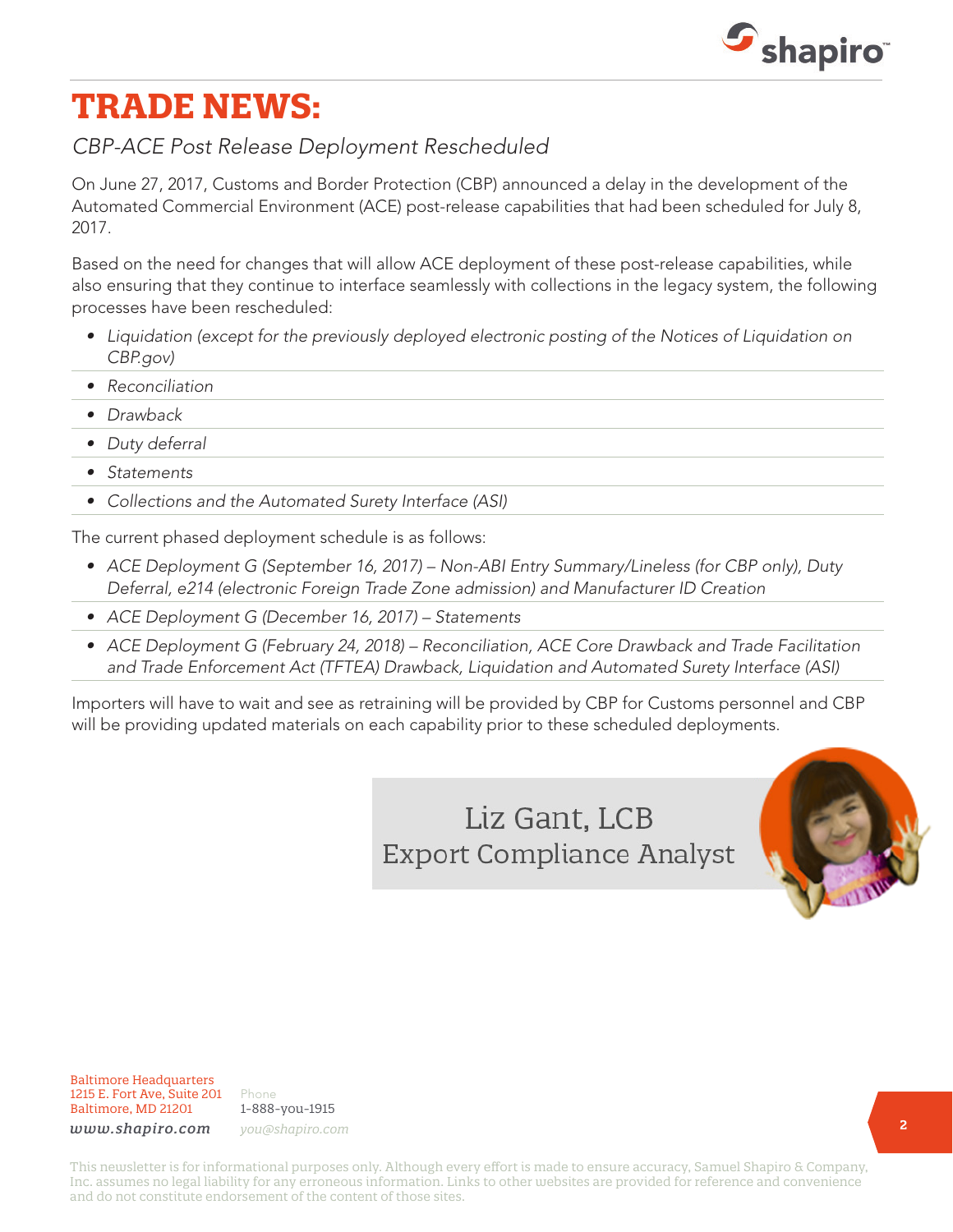# TRADE NEWS:

*CBP-ACE Post Release Deployment Rescheduled*

On June 27, 2017, Customs and Border Protection (CBP) announced a delay in the development of the Automated Commercial Environment (ACE) post-release capabilities that had been scheduled for July 8, 2017.

Based on the need for changes that will allow ACE deployment of these post-release capabilities, while also ensuring that they continue to interface seamlessly with collections in the legacy system, the following processes have been rescheduled:

- *Liquidation (except for the previously deployed electronic posting of the Notices of Liquidation on CBP.gov)*
- *Reconciliation*
- *Drawback*
- *Duty deferral*
- *Statements*
- *Collections and the Automated Surety Interface (ASI)*

The current phased deployment schedule is as follows:

- *ACE Deployment G (September 16, 2017) – Non-ABI Entry Summary/Lineless (for CBP only), Duty Deferral, e214 (electronic Foreign Trade Zone admission) and Manufacturer ID Creation*
- *ACE Deployment G (December 16, 2017) – Statements*
- *ACE Deployment G (February 24, 2018) – Reconciliation, ACE Core Drawback and Trade Facilitation and Trade Enforcement Act (TFTEA) Drawback, Liquidation and Automated Surety Interface (ASI)*

Importers will have to wait and see as retraining will be provided by CBP for Customs personnel and CBP will be providing updated materials on each capability prior to these scheduled deployments.

Liz Gant, LCB
Export Compliance Analyst

Baltimore Headquarters
1215 E. Fort Ave, Suite 201
Baltimore, MD 21201
*www.shapiro.com*

Phone
1-888-you-1915
*you@shapiro.com*

This newsletter is for informational purposes only. Although every effort is made to ensure accuracy, Samuel Shapiro & Company, Inc. assumes no legal liability for any erroneous information. Links to other websites are provided for reference and convenience and do not constitute endorsement of the content of those sites.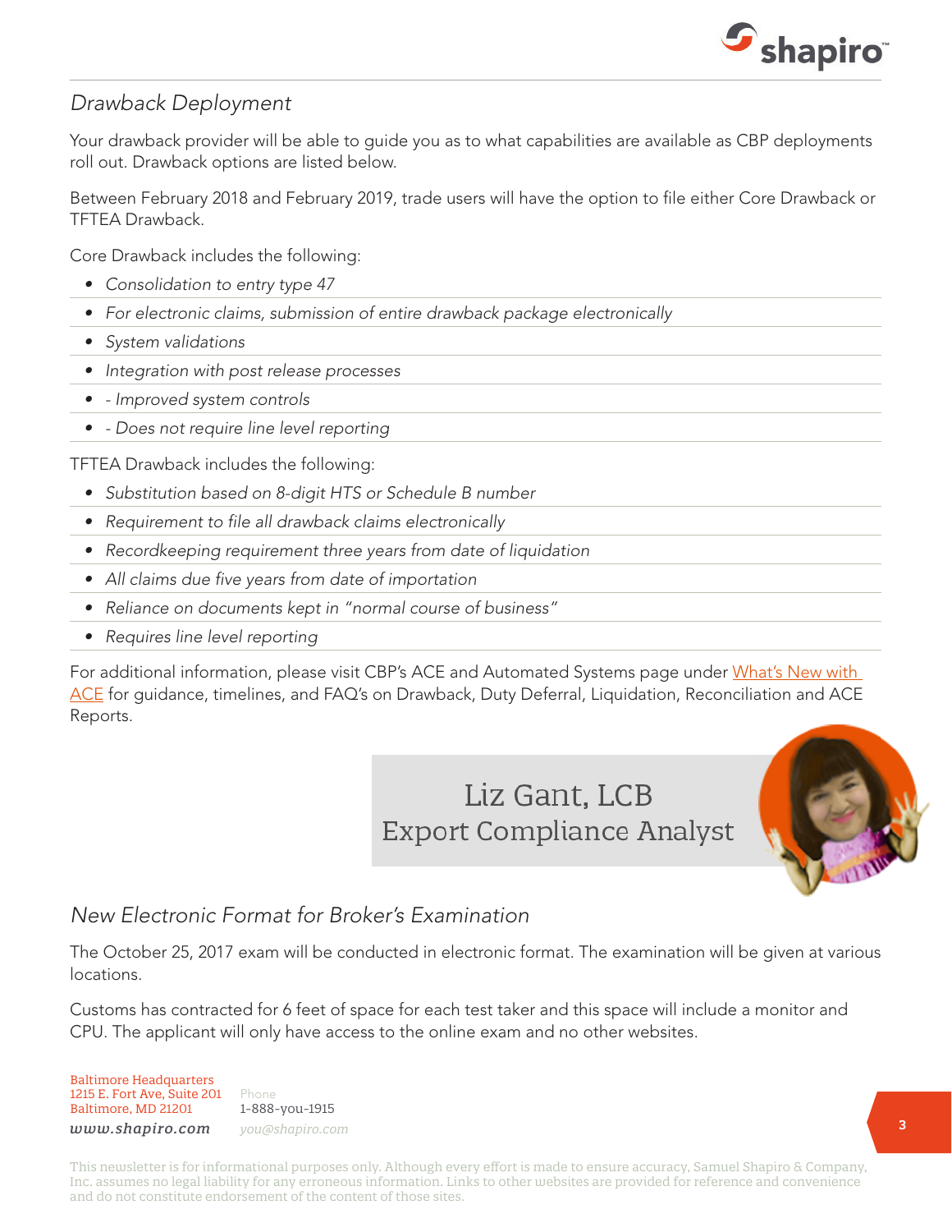## *Drawback Deployment*

Your drawback provider will be able to guide you as to what capabilities are available as CBP deployments roll out. Drawback options are listed below.

Between February 2018 and February 2019, trade users will have the option to file either Core Drawback or TFTEA Drawback.

Core Drawback includes the following:

- *Consolidation to entry type 47*
- *For electronic claims, submission of entire drawback package electronically*
- *System validations*
- *Integration with post release processes*
- *- Improved system controls*
- *- Does not require line level reporting*

TFTEA Drawback includes the following:

- *Substitution based on 8-digit HTS or Schedule B number*
- *Requirement to file all drawback claims electronically*
- *Recordkeeping requirement three years from date of liquidation*
- *All claims due five years from date of importation*
- *Reliance on documents kept in "normal course of business"*
- *Requires line level reporting*

For additional information, please visit CBP's ACE and Automated Systems page under [What's New with ACE]() for guidance, timelines, and FAQ's on Drawback, Duty Deferral, Liquidation, Reconciliation and ACE Reports.

**Liz Gant, LCB**
**Export Compliance Analyst**

## *New Electronic Format for Broker's Examination*

The October 25, 2017 exam will be conducted in electronic format. The examination will be given at various locations.

Customs has contracted for 6 feet of space for each test taker and this space will include a monitor and CPU. The applicant will only have access to the online exam and no other websites.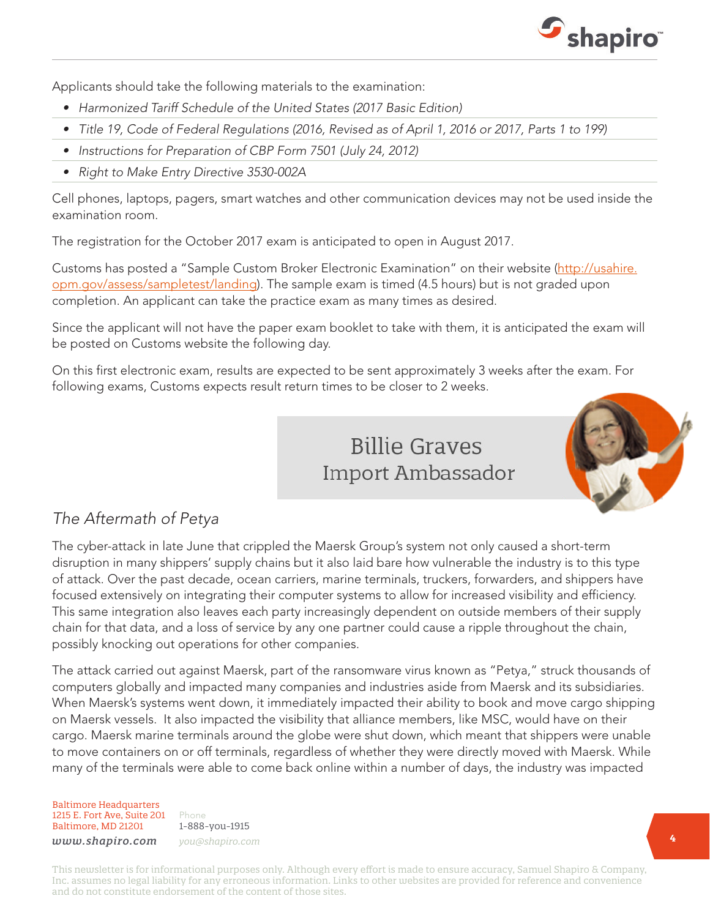Applicants should take the following materials to the examination:

- *Harmonized Tariff Schedule of the United States (2017 Basic Edition)*
- *Title 19, Code of Federal Regulations (2016, Revised as of April 1, 2016 or 2017, Parts 1 to 199)*
- *Instructions for Preparation of CBP Form 7501 (July 24, 2012)*
- *Right to Make Entry Directive 3530-002A*

Cell phones, laptops, pagers, smart watches and other communication devices may not be used inside the examination room.

The registration for the October 2017 exam is anticipated to open in August 2017.

Customs has posted a "Sample Custom Broker Electronic Examination" on their website (http://usahire.opm.gov/assess/sampletest/landing). The sample exam is timed (4.5 hours) but is not graded upon completion. An applicant can take the practice exam as many times as desired.

Since the applicant will not have the paper exam booklet to take with them, it is anticipated the exam will be posted on Customs website the following day.

On this first electronic exam, results are expected to be sent approximately 3 weeks after the exam. For following exams, Customs expects result return times to be closer to 2 weeks.

## Billie Graves
## Import Ambassador

### *The Aftermath of Petya*

The cyber-attack in late June that crippled the Maersk Group's system not only caused a short-term disruption in many shippers' supply chains but it also laid bare how vulnerable the industry is to this type of attack. Over the past decade, ocean carriers, marine terminals, truckers, forwarders, and shippers have focused extensively on integrating their computer systems to allow for increased visibility and efficiency. This same integration also leaves each party increasingly dependent on outside members of their supply chain for that data, and a loss of service by any one partner could cause a ripple throughout the chain, possibly knocking out operations for other companies.

The attack carried out against Maersk, part of the ransomware virus known as "Petya," struck thousands of computers globally and impacted many companies and industries aside from Maersk and its subsidiaries. When Maersk's systems went down, it immediately impacted their ability to book and move cargo shipping on Maersk vessels. It also impacted the visibility that alliance members, like MSC, would have on their cargo. Maersk marine terminals around the globe were shut down, which meant that shippers were unable to move containers on or off terminals, regardless of whether they were directly moved with Maersk. While many of the terminals were able to come back online within a number of days, the industry was impacted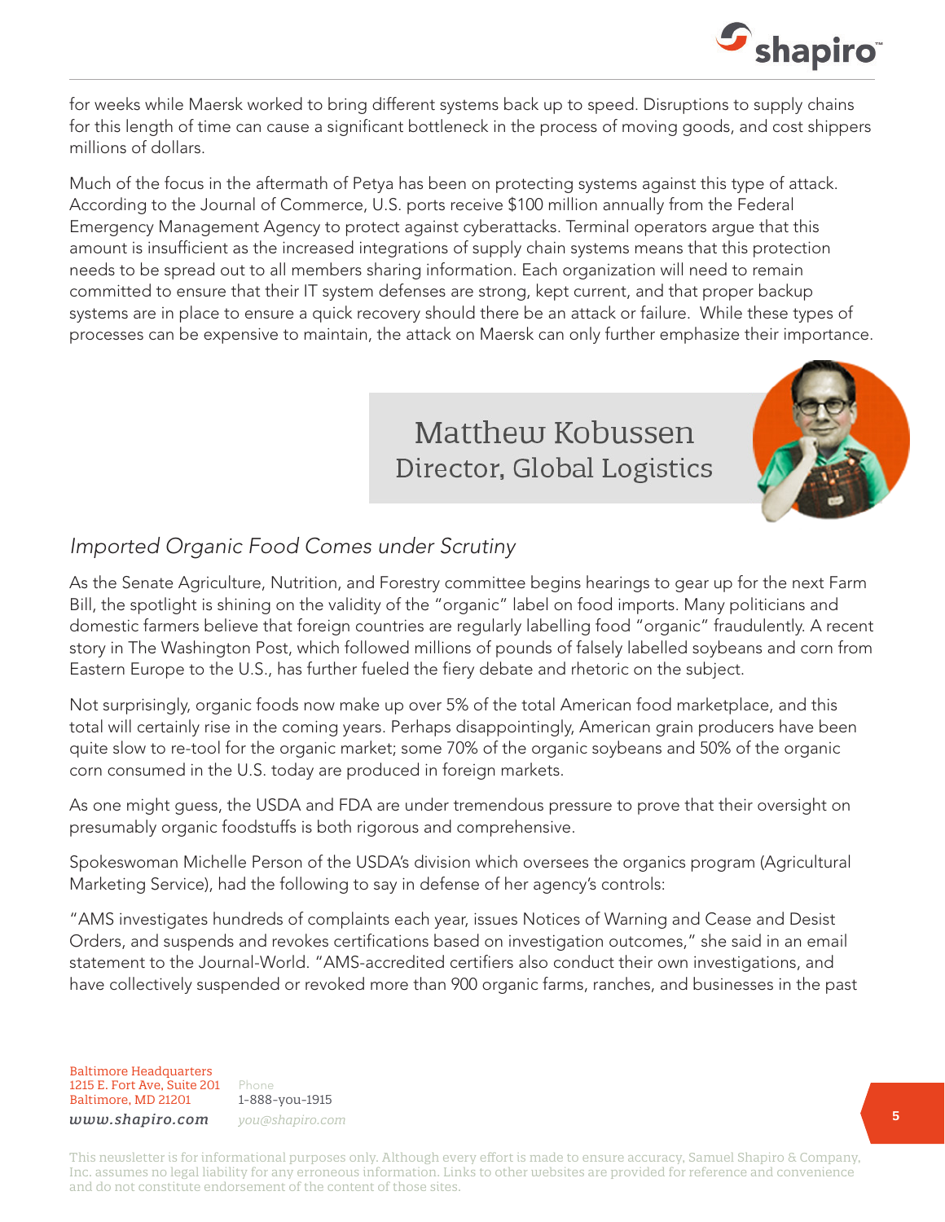for weeks while Maersk worked to bring different systems back up to speed. Disruptions to supply chains for this length of time can cause a significant bottleneck in the process of moving goods, and cost shippers millions of dollars.

Much of the focus in the aftermath of Petya has been on protecting systems against this type of attack. According to the Journal of Commerce, U.S. ports receive $100 million annually from the Federal Emergency Management Agency to protect against cyberattacks. Terminal operators argue that this amount is insufficient as the increased integrations of supply chain systems means that this protection needs to be spread out to all members sharing information. Each organization will need to remain committed to ensure that their IT system defenses are strong, kept current, and that proper backup systems are in place to ensure a quick recovery should there be an attack or failure. While these types of processes can be expensive to maintain, the attack on Maersk can only further emphasize their importance.

## Matthew Kobussen
### Director, Global Logistics

### *Imported Organic Food Comes under Scrutiny*

As the Senate Agriculture, Nutrition, and Forestry committee begins hearings to gear up for the next Farm Bill, the spotlight is shining on the validity of the "organic" label on food imports. Many politicians and domestic farmers believe that foreign countries are regularly labelling food "organic" fraudulently. A recent story in The Washington Post, which followed millions of pounds of falsely labelled soybeans and corn from Eastern Europe to the U.S., has further fueled the fiery debate and rhetoric on the subject.

Not surprisingly, organic foods now make up over 5% of the total American food marketplace, and this total will certainly rise in the coming years. Perhaps disappointingly, American grain producers have been quite slow to re-tool for the organic market; some 70% of the organic soybeans and 50% of the organic corn consumed in the U.S. today are produced in foreign markets.

As one might guess, the USDA and FDA are under tremendous pressure to prove that their oversight on presumably organic foodstuffs is both rigorous and comprehensive.

Spokeswoman Michelle Person of the USDA's division which oversees the organics program (Agricultural Marketing Service), had the following to say in defense of her agency's controls:

"AMS investigates hundreds of complaints each year, issues Notices of Warning and Cease and Desist Orders, and suspends and revokes certifications based on investigation outcomes," she said in an email statement to the Journal-World. "AMS-accredited certifiers also conduct their own investigations, and have collectively suspended or revoked more than 900 organic farms, ranches, and businesses in the past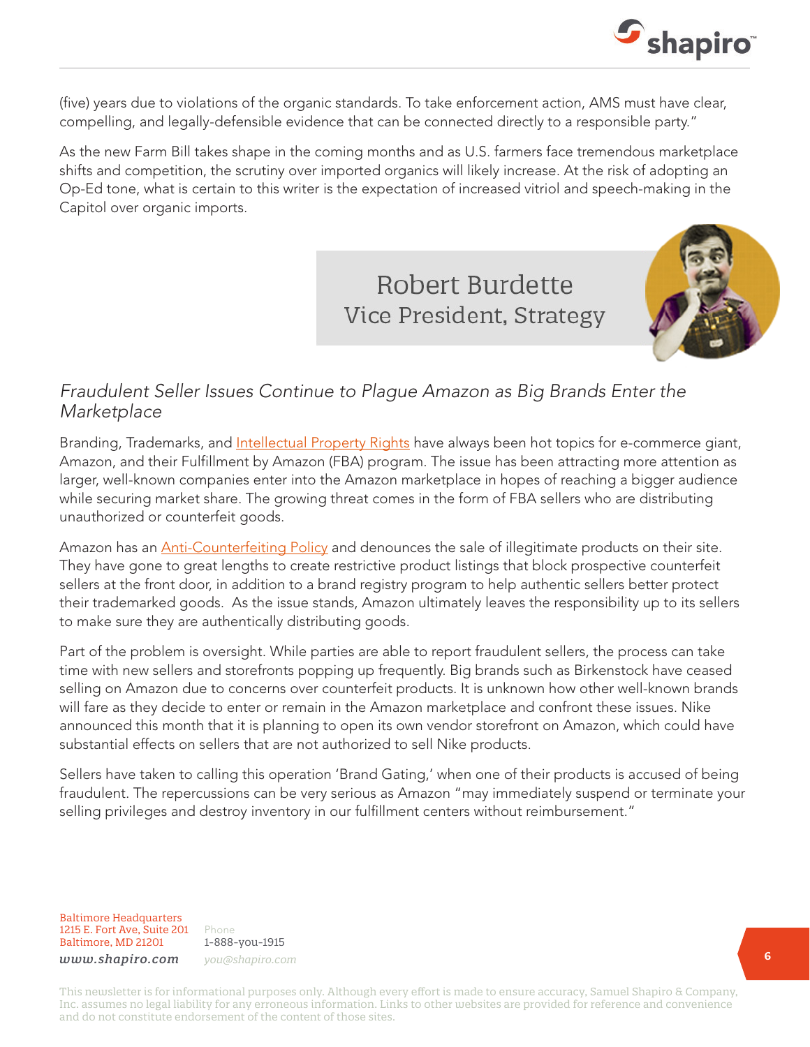(five) years due to violations of the organic standards. To take enforcement action, AMS must have clear, compelling, and legally-defensible evidence that can be connected directly to a responsible party."

As the new Farm Bill takes shape in the coming months and as U.S. farmers face tremendous marketplace shifts and competition, the scrutiny over imported organics will likely increase. At the risk of adopting an Op-Ed tone, what is certain to this writer is the expectation of increased vitriol and speech-making in the Capitol over organic imports.

Robert Burdette
Vice President, Strategy

## *Fraudulent Seller Issues Continue to Plague Amazon as Big Brands Enter the Marketplace*

Branding, Trademarks, and Intellectual Property Rights have always been hot topics for e-commerce giant, Amazon, and their Fulfillment by Amazon (FBA) program. The issue has been attracting more attention as larger, well-known companies enter into the Amazon marketplace in hopes of reaching a bigger audience while securing market share. The growing threat comes in the form of FBA sellers who are distributing unauthorized or counterfeit goods.

Amazon has an Anti-Counterfeiting Policy and denounces the sale of illegitimate products on their site. They have gone to great lengths to create restrictive product listings that block prospective counterfeit sellers at the front door, in addition to a brand registry program to help authentic sellers better protect their trademarked goods. As the issue stands, Amazon ultimately leaves the responsibility up to its sellers to make sure they are authentically distributing goods.

Part of the problem is oversight. While parties are able to report fraudulent sellers, the process can take time with new sellers and storefronts popping up frequently. Big brands such as Birkenstock have ceased selling on Amazon due to concerns over counterfeit products. It is unknown how other well-known brands will fare as they decide to enter or remain in the Amazon marketplace and confront these issues. Nike announced this month that it is planning to open its own vendor storefront on Amazon, which could have substantial effects on sellers that are not authorized to sell Nike products.

Sellers have taken to calling this operation 'Brand Gating,' when one of their products is accused of being fraudulent. The repercussions can be very serious as Amazon "may immediately suspend or terminate your selling privileges and destroy inventory in our fulfillment centers without reimbursement."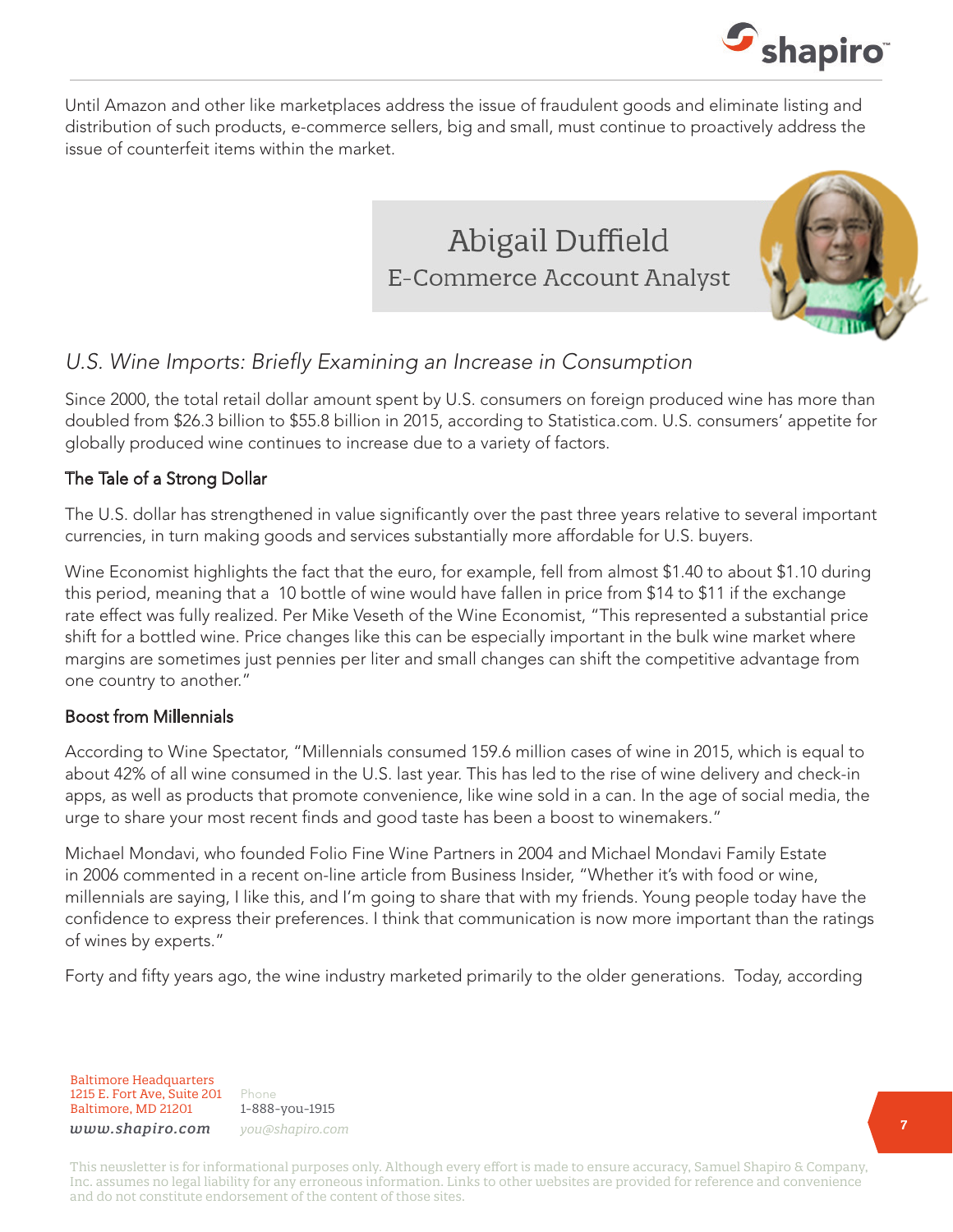Until Amazon and other like marketplaces address the issue of fraudulent goods and eliminate listing and distribution of such products, e-commerce sellers, big and small, must continue to proactively address the issue of counterfeit items within the market.

Abigail Duffield
E-Commerce Account Analyst

## *U.S. Wine Imports: Briefly Examining an Increase in Consumption*

Since 2000, the total retail dollar amount spent by U.S. consumers on foreign produced wine has more than doubled from $26.3 billion to $55.8 billion in 2015, according to Statistica.com. U.S. consumers' appetite for globally produced wine continues to increase due to a variety of factors.

### The Tale of a Strong Dollar

The U.S. dollar has strengthened in value significantly over the past three years relative to several important currencies, in turn making goods and services substantially more affordable for U.S. buyers.

Wine Economist highlights the fact that the euro, for example, fell from almost $1.40 to about $1.10 during this period, meaning that a  10 bottle of wine would have fallen in price from $14 to $11 if the exchange rate effect was fully realized. Per Mike Veseth of the Wine Economist, "This represented a substantial price shift for a bottled wine. Price changes like this can be especially important in the bulk wine market where margins are sometimes just pennies per liter and small changes can shift the competitive advantage from one country to another."

### Boost from Millennials

According to Wine Spectator, "Millennials consumed 159.6 million cases of wine in 2015, which is equal to about 42% of all wine consumed in the U.S. last year. This has led to the rise of wine delivery and check-in apps, as well as products that promote convenience, like wine sold in a can. In the age of social media, the urge to share your most recent finds and good taste has been a boost to winemakers."

Michael Mondavi, who founded Folio Fine Wine Partners in 2004 and Michael Mondavi Family Estate in 2006 commented in a recent on-line article from Business Insider, "Whether it's with food or wine, millennials are saying, I like this, and I'm going to share that with my friends. Young people today have the confidence to express their preferences. I think that communication is now more important than the ratings of wines by experts."

Forty and fifty years ago, the wine industry marketed primarily to the older generations.  Today, according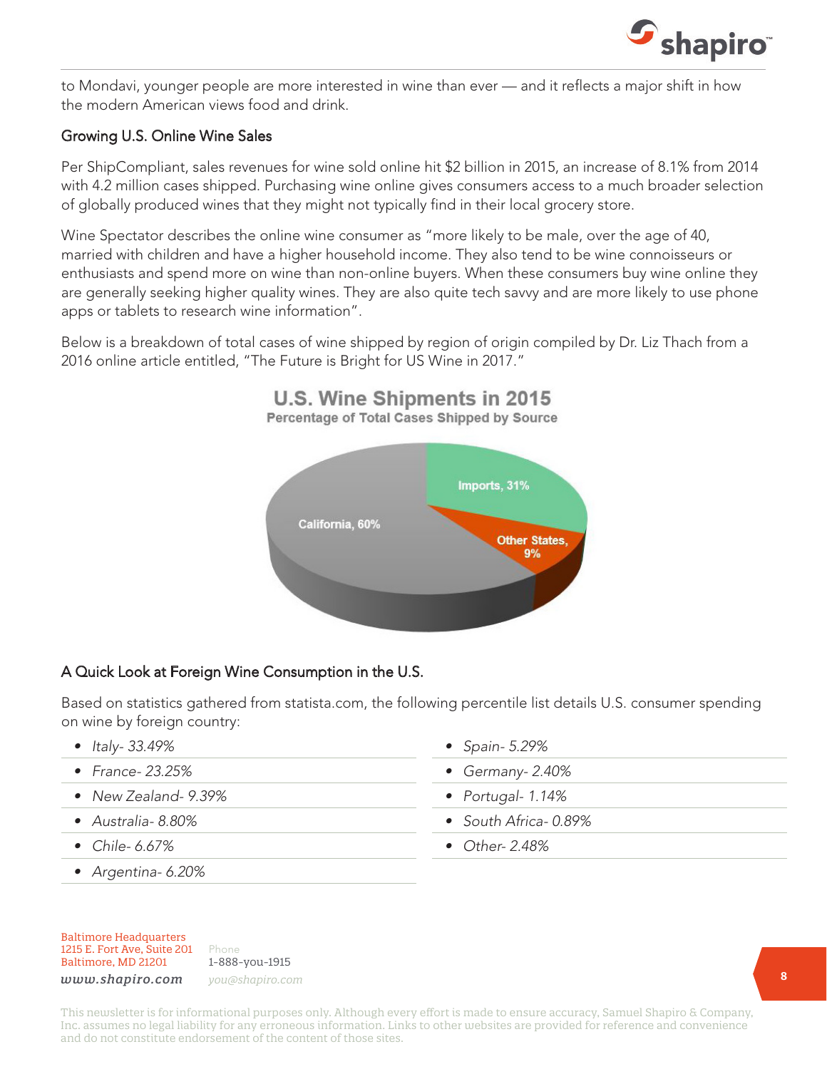to Mondavi, younger people are more interested in wine than ever — and it reflects a major shift in how the modern American views food and drink.

## Growing U.S. Online Wine Sales

Per ShipCompliant, sales revenues for wine sold online hit $2 billion in 2015, an increase of 8.1% from 2014 with 4.2 million cases shipped. Purchasing wine online gives consumers access to a much broader selection of globally produced wines that they might not typically find in their local grocery store.

Wine Spectator describes the online wine consumer as "more likely to be male, over the age of 40, married with children and have a higher household income. They also tend to be wine connoisseurs or enthusiasts and spend more on wine than non-online buyers. When these consumers buy wine online they are generally seeking higher quality wines. They are also quite tech savvy and are more likely to use phone apps or tablets to research wine information".

Below is a breakdown of total cases of wine shipped by region of origin compiled by Dr. Liz Thach from a 2016 online article entitled, "The Future is Bright for US Wine in 2017."

**U.S. Wine Shipments in 2015**
**Percentage of Total Cases Shipped by Source**

| Source | Percentage |
|---|---|
| California | 60% |
| Imports | 31% |
| Other States | 9% |

## A Quick Look at Foreign Wine Consumption in the U.S.

Based on statistics gathered from statista.com, the following percentile list details U.S. consumer spending on wine by foreign country:

- *Italy- 33.49%*
- *France- 23.25%*
- *New Zealand- 9.39%*
- *Australia- 8.80%*
- *Chile- 6.67%*
- *Argentina- 6.20%*
- *Spain- 5.29%*
- *Germany- 2.40%*
- *Portugal- 1.14%*
- *South Africa- 0.89%*
- *Other- 2.48%*

Baltimore Headquarters
1215 E. Fort Ave, Suite 201
Baltimore, MD 21201
*www.shapiro.com*

Phone
1-888-you-1915
*you@shapiro.com*

This newsletter is for informational purposes only. Although every effort is made to ensure accuracy, Samuel Shapiro & Company, Inc. assumes no legal liability for any erroneous information. Links to other websites are provided for reference and convenience and do not constitute endorsement of the content of those sites.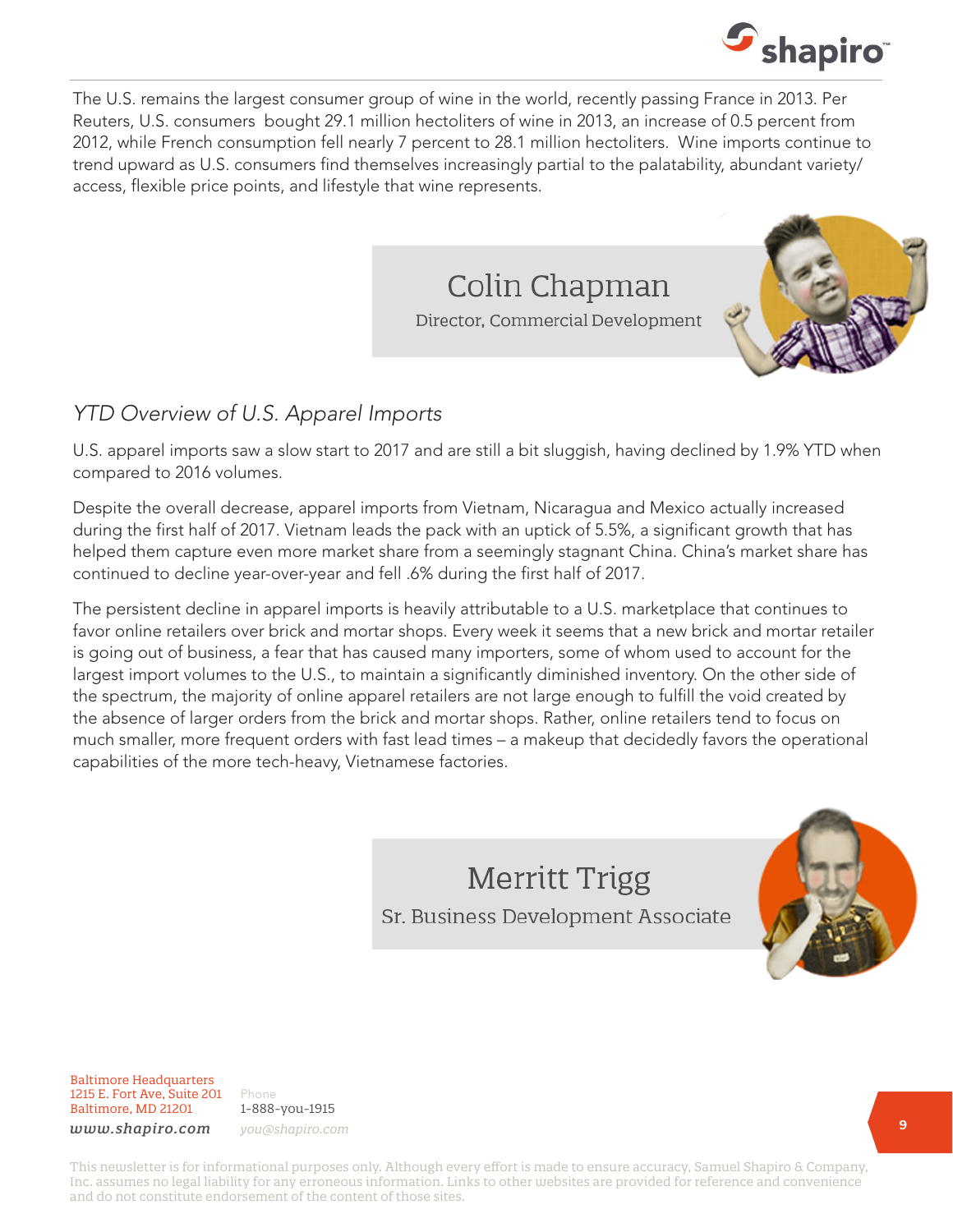The U.S. remains the largest consumer group of wine in the world, recently passing France in 2013. Per Reuters, U.S. consumers bought 29.1 million hectoliters of wine in 2013, an increase of 0.5 percent from 2012, while French consumption fell nearly 7 percent to 28.1 million hectoliters. Wine imports continue to trend upward as U.S. consumers find themselves increasingly partial to the palatability, abundant variety/ access, flexible price points, and lifestyle that wine represents.

**Colin Chapman**
Director, Commercial Development

## *YTD Overview of U.S. Apparel Imports*

U.S. apparel imports saw a slow start to 2017 and are still a bit sluggish, having declined by 1.9% YTD when compared to 2016 volumes.

Despite the overall decrease, apparel imports from Vietnam, Nicaragua and Mexico actually increased during the first half of 2017. Vietnam leads the pack with an uptick of 5.5%, a significant growth that has helped them capture even more market share from a seemingly stagnant China. China's market share has continued to decline year-over-year and fell .6% during the first half of 2017.

The persistent decline in apparel imports is heavily attributable to a U.S. marketplace that continues to favor online retailers over brick and mortar shops. Every week it seems that a new brick and mortar retailer is going out of business, a fear that has caused many importers, some of whom used to account for the largest import volumes to the U.S., to maintain a significantly diminished inventory. On the other side of the spectrum, the majority of online apparel retailers are not large enough to fulfill the void created by the absence of larger orders from the brick and mortar shops. Rather, online retailers tend to focus on much smaller, more frequent orders with fast lead times – a makeup that decidedly favors the operational capabilities of the more tech-heavy, Vietnamese factories.

**Merritt Trigg**
Sr. Business Development Associate

Baltimore Headquarters
1215 E. Fort Ave, Suite 201
Baltimore, MD 21201
*www.shapiro.com*

Phone
1-888-you-1915
*you@shapiro.com*

This newsletter is for informational purposes only. Although every effort is made to ensure accuracy, Samuel Shapiro & Company, Inc. assumes no legal liability for any erroneous information. Links to other websites are provided for reference and convenience and do not constitute endorsement of the content of those sites.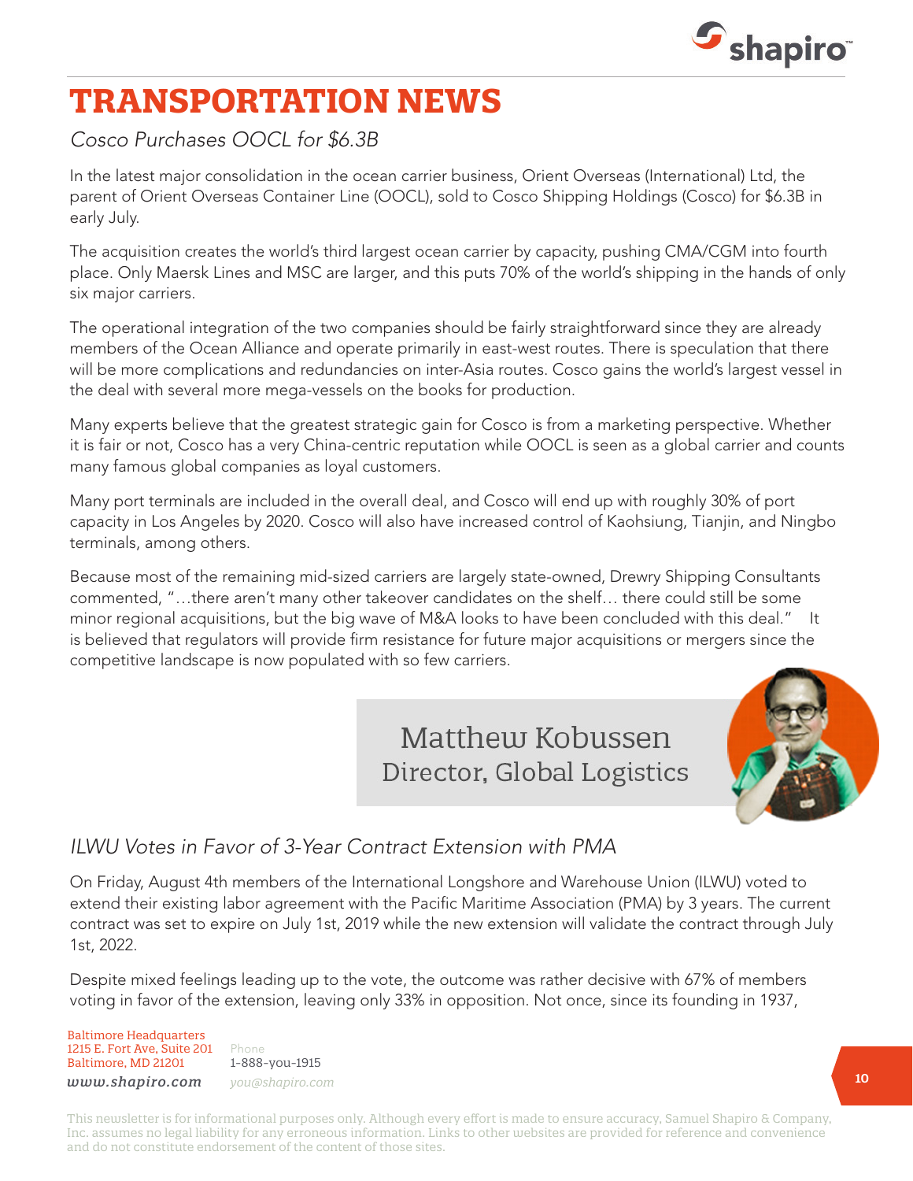# TRANSPORTATION NEWS

*Cosco Purchases OOCL for $6.3B*

In the latest major consolidation in the ocean carrier business, Orient Overseas (International) Ltd, the parent of Orient Overseas Container Line (OOCL), sold to Cosco Shipping Holdings (Cosco) for $6.3B in early July.

The acquisition creates the world's third largest ocean carrier by capacity, pushing CMA/CGM into fourth place. Only Maersk Lines and MSC are larger, and this puts 70% of the world's shipping in the hands of only six major carriers.

The operational integration of the two companies should be fairly straightforward since they are already members of the Ocean Alliance and operate primarily in east-west routes. There is speculation that there will be more complications and redundancies on inter-Asia routes. Cosco gains the world's largest vessel in the deal with several more mega-vessels on the books for production.

Many experts believe that the greatest strategic gain for Cosco is from a marketing perspective. Whether it is fair or not, Cosco has a very China-centric reputation while OOCL is seen as a global carrier and counts many famous global companies as loyal customers.

Many port terminals are included in the overall deal, and Cosco will end up with roughly 30% of port capacity in Los Angeles by 2020. Cosco will also have increased control of Kaohsiung, Tianjin, and Ningbo terminals, among others.

Because most of the remaining mid-sized carriers are largely state-owned, Drewry Shipping Consultants commented, "…there aren't many other takeover candidates on the shelf… there could still be some minor regional acquisitions, but the big wave of M&A looks to have been concluded with this deal." It is believed that regulators will provide firm resistance for future major acquisitions or mergers since the competitive landscape is now populated with so few carriers.

Matthew Kobussen
Director, Global Logistics

*ILWU Votes in Favor of 3-Year Contract Extension with PMA*

On Friday, August 4th members of the International Longshore and Warehouse Union (ILWU) voted to extend their existing labor agreement with the Pacific Maritime Association (PMA) by 3 years. The current contract was set to expire on July 1st, 2019 while the new extension will validate the contract through July 1st, 2022.

Despite mixed feelings leading up to the vote, the outcome was rather decisive with 67% of members voting in favor of the extension, leaving only 33% in opposition. Not once, since its founding in 1937,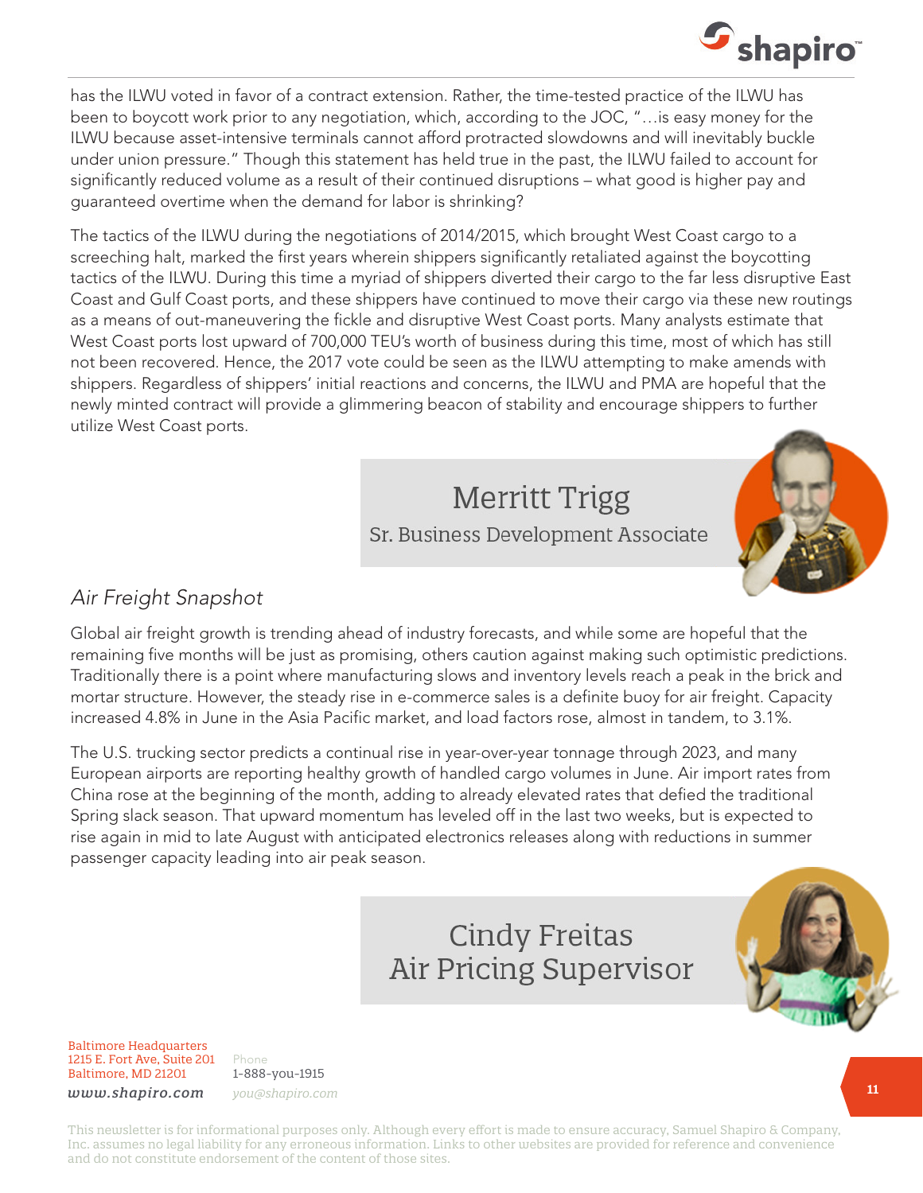has the ILWU voted in favor of a contract extension. Rather, the time-tested practice of the ILWU has been to boycott work prior to any negotiation, which, according to the JOC, "…is easy money for the ILWU because asset-intensive terminals cannot afford protracted slowdowns and will inevitably buckle under union pressure." Though this statement has held true in the past, the ILWU failed to account for significantly reduced volume as a result of their continued disruptions – what good is higher pay and guaranteed overtime when the demand for labor is shrinking?

The tactics of the ILWU during the negotiations of 2014/2015, which brought West Coast cargo to a screeching halt, marked the first years wherein shippers significantly retaliated against the boycotting tactics of the ILWU. During this time a myriad of shippers diverted their cargo to the far less disruptive East Coast and Gulf Coast ports, and these shippers have continued to move their cargo via these new routings as a means of out-maneuvering the fickle and disruptive West Coast ports. Many analysts estimate that West Coast ports lost upward of 700,000 TEU's worth of business during this time, most of which has still not been recovered. Hence, the 2017 vote could be seen as the ILWU attempting to make amends with shippers. Regardless of shippers' initial reactions and concerns, the ILWU and PMA are hopeful that the newly minted contract will provide a glimmering beacon of stability and encourage shippers to further utilize West Coast ports.

**Merritt Trigg**
Sr. Business Development Associate

## *Air Freight Snapshot*

Global air freight growth is trending ahead of industry forecasts, and while some are hopeful that the remaining five months will be just as promising, others caution against making such optimistic predictions. Traditionally there is a point where manufacturing slows and inventory levels reach a peak in the brick and mortar structure. However, the steady rise in e-commerce sales is a definite buoy for air freight. Capacity increased 4.8% in June in the Asia Pacific market, and load factors rose, almost in tandem, to 3.1%.

The U.S. trucking sector predicts a continual rise in year-over-year tonnage through 2023, and many European airports are reporting healthy growth of handled cargo volumes in June. Air import rates from China rose at the beginning of the month, adding to already elevated rates that defied the traditional Spring slack season. That upward momentum has leveled off in the last two weeks, but is expected to rise again in mid to late August with anticipated electronics releases along with reductions in summer passenger capacity leading into air peak season.

**Cindy Freitas**
Air Pricing Supervisor

Baltimore Headquarters
1215 E. Fort Ave, Suite 201
Baltimore, MD 21201
*www.shapiro.com*

Phone
1-888-you-1915
*you@shapiro.com*

This newsletter is for informational purposes only. Although every effort is made to ensure accuracy, Samuel Shapiro & Company, Inc. assumes no legal liability for any erroneous information. Links to other websites are provided for reference and convenience and do not constitute endorsement of the content of those sites.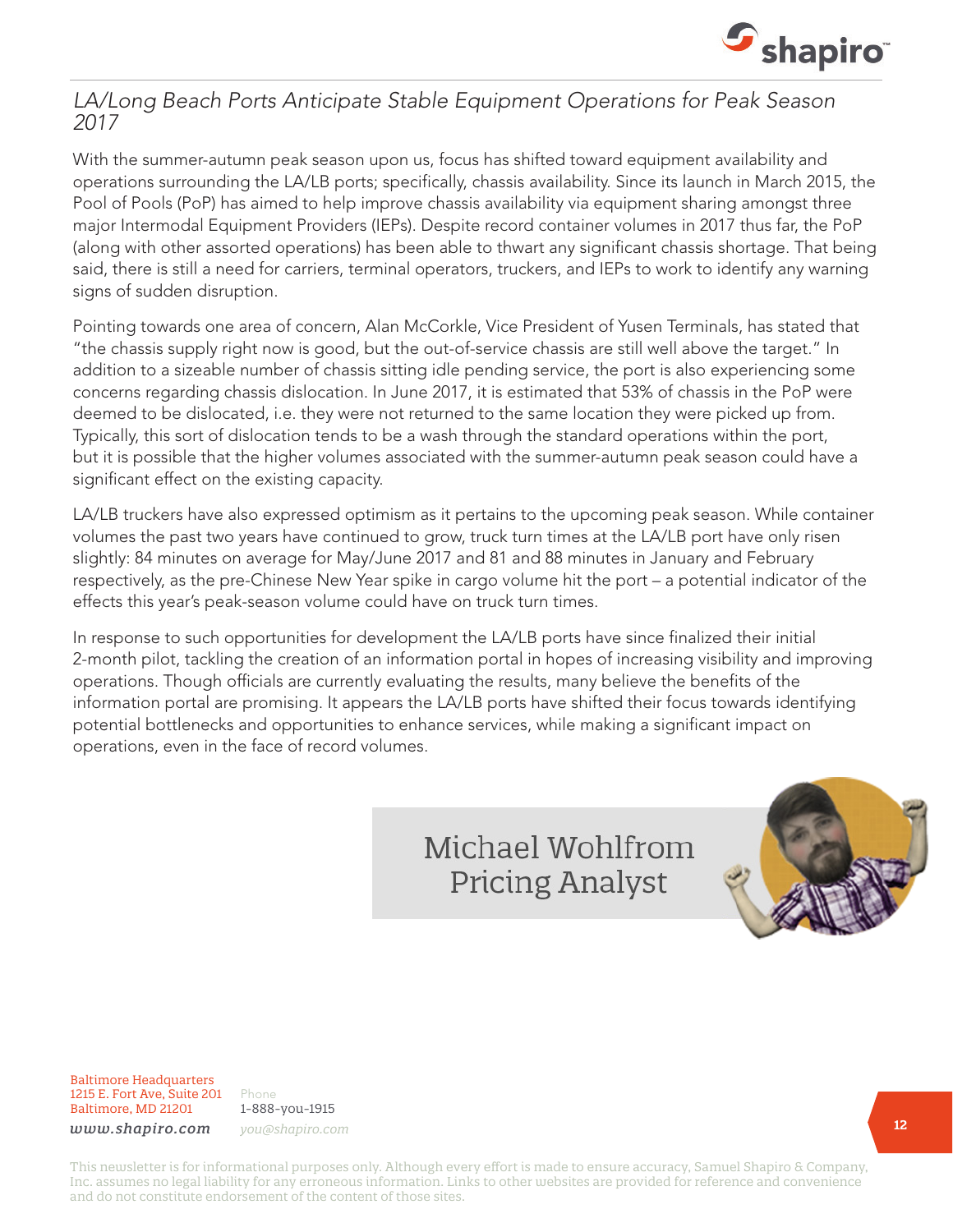## *LA/Long Beach Ports Anticipate Stable Equipment Operations for Peak Season 2017*

With the summer-autumn peak season upon us, focus has shifted toward equipment availability and operations surrounding the LA/LB ports; specifically, chassis availability. Since its launch in March 2015, the Pool of Pools (PoP) has aimed to help improve chassis availability via equipment sharing amongst three major Intermodal Equipment Providers (IEPs). Despite record container volumes in 2017 thus far, the PoP (along with other assorted operations) has been able to thwart any significant chassis shortage. That being said, there is still a need for carriers, terminal operators, truckers, and IEPs to work to identify any warning signs of sudden disruption.

Pointing towards one area of concern, Alan McCorkle, Vice President of Yusen Terminals, has stated that "the chassis supply right now is good, but the out-of-service chassis are still well above the target." In addition to a sizeable number of chassis sitting idle pending service, the port is also experiencing some concerns regarding chassis dislocation. In June 2017, it is estimated that 53% of chassis in the PoP were deemed to be dislocated, i.e. they were not returned to the same location they were picked up from. Typically, this sort of dislocation tends to be a wash through the standard operations within the port, but it is possible that the higher volumes associated with the summer-autumn peak season could have a significant effect on the existing capacity.

LA/LB truckers have also expressed optimism as it pertains to the upcoming peak season. While container volumes the past two years have continued to grow, truck turn times at the LA/LB port have only risen slightly: 84 minutes on average for May/June 2017 and 81 and 88 minutes in January and February respectively, as the pre-Chinese New Year spike in cargo volume hit the port – a potential indicator of the effects this year's peak-season volume could have on truck turn times.

In response to such opportunities for development the LA/LB ports have since finalized their initial 2-month pilot, tackling the creation of an information portal in hopes of increasing visibility and improving operations. Though officials are currently evaluating the results, many believe the benefits of the information portal are promising. It appears the LA/LB ports have shifted their focus towards identifying potential bottlenecks and opportunities to enhance services, while making a significant impact on operations, even in the face of record volumes.

Michael Wohlfrom
Pricing Analyst

Baltimore Headquarters
1215 E. Fort Ave, Suite 201
Baltimore, MD 21201
*www.shapiro.com*

Phone
1-888-you-1915
*you@shapiro.com*

This newsletter is for informational purposes only. Although every effort is made to ensure accuracy, Samuel Shapiro & Company, Inc. assumes no legal liability for any erroneous information. Links to other websites are provided for reference and convenience and do not constitute endorsement of the content of those sites.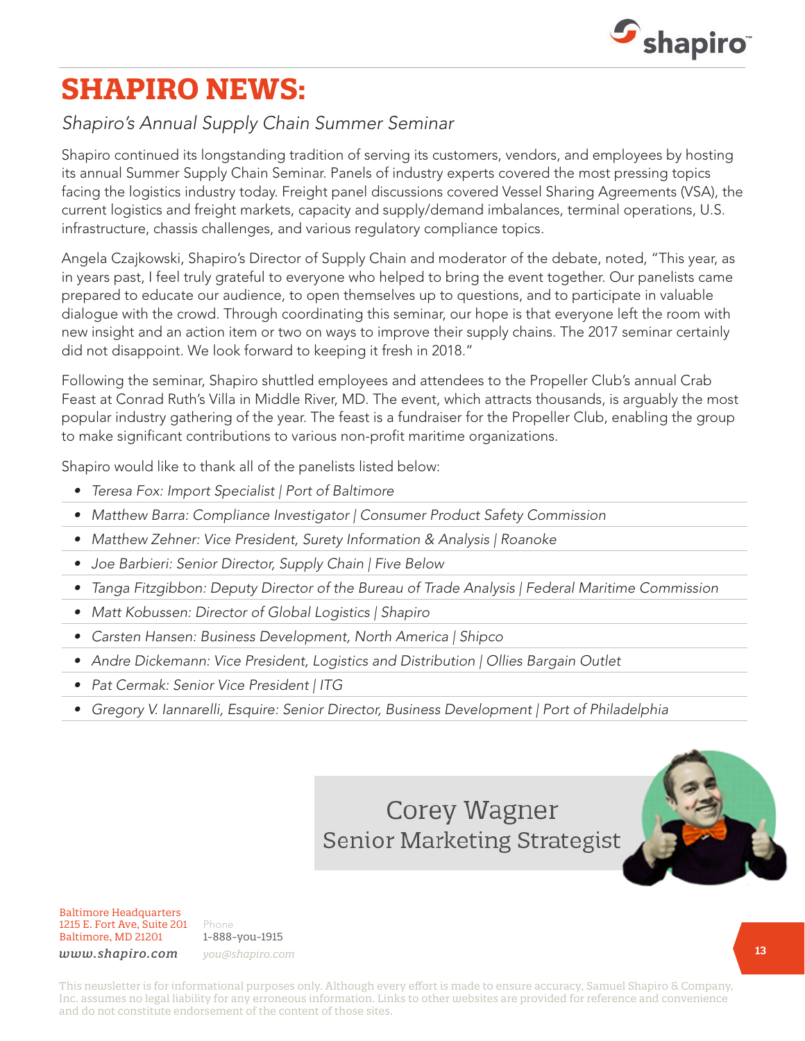# SHAPIRO NEWS:

*Shapiro's Annual Supply Chain Summer Seminar*

Shapiro continued its longstanding tradition of serving its customers, vendors, and employees by hosting its annual Summer Supply Chain Seminar. Panels of industry experts covered the most pressing topics facing the logistics industry today. Freight panel discussions covered Vessel Sharing Agreements (VSA), the current logistics and freight markets, capacity and supply/demand imbalances, terminal operations, U.S. infrastructure, chassis challenges, and various regulatory compliance topics.

Angela Czajkowski, Shapiro's Director of Supply Chain and moderator of the debate, noted, "This year, as in years past, I feel truly grateful to everyone who helped to bring the event together. Our panelists came prepared to educate our audience, to open themselves up to questions, and to participate in valuable dialogue with the crowd. Through coordinating this seminar, our hope is that everyone left the room with new insight and an action item or two on ways to improve their supply chains. The 2017 seminar certainly did not disappoint. We look forward to keeping it fresh in 2018."

Following the seminar, Shapiro shuttled employees and attendees to the Propeller Club's annual Crab Feast at Conrad Ruth's Villa in Middle River, MD. The event, which attracts thousands, is arguably the most popular industry gathering of the year. The feast is a fundraiser for the Propeller Club, enabling the group to make significant contributions to various non-profit maritime organizations.

Shapiro would like to thank all of the panelists listed below:

- *Teresa Fox: Import Specialist | Port of Baltimore*
- *Matthew Barra: Compliance Investigator | Consumer Product Safety Commission*
- *Matthew Zehner: Vice President, Surety Information & Analysis | Roanoke*
- *Joe Barbieri: Senior Director, Supply Chain | Five Below*
- *Tanga Fitzgibbon: Deputy Director of the Bureau of Trade Analysis | Federal Maritime Commission*
- *Matt Kobussen: Director of Global Logistics | Shapiro*
- *Carsten Hansen: Business Development, North America | Shipco*
- *Andre Dickemann: Vice President, Logistics and Distribution | Ollies Bargain Outlet*
- *Pat Cermak: Senior Vice President | ITG*
- *Gregory V. Iannarelli, Esquire: Senior Director, Business Development | Port of Philadelphia*

Corey Wagner
Senior Marketing Strategist

Baltimore Headquarters
1215 E. Fort Ave, Suite 201
Baltimore, MD 21201
*www.shapiro.com*

Phone
1-888-you-1915
*you@shapiro.com*

This newsletter is for informational purposes only. Although every effort is made to ensure accuracy, Samuel Shapiro & Company, Inc. assumes no legal liability for any erroneous information. Links to other websites are provided for reference and convenience and do not constitute endorsement of the content of those sites.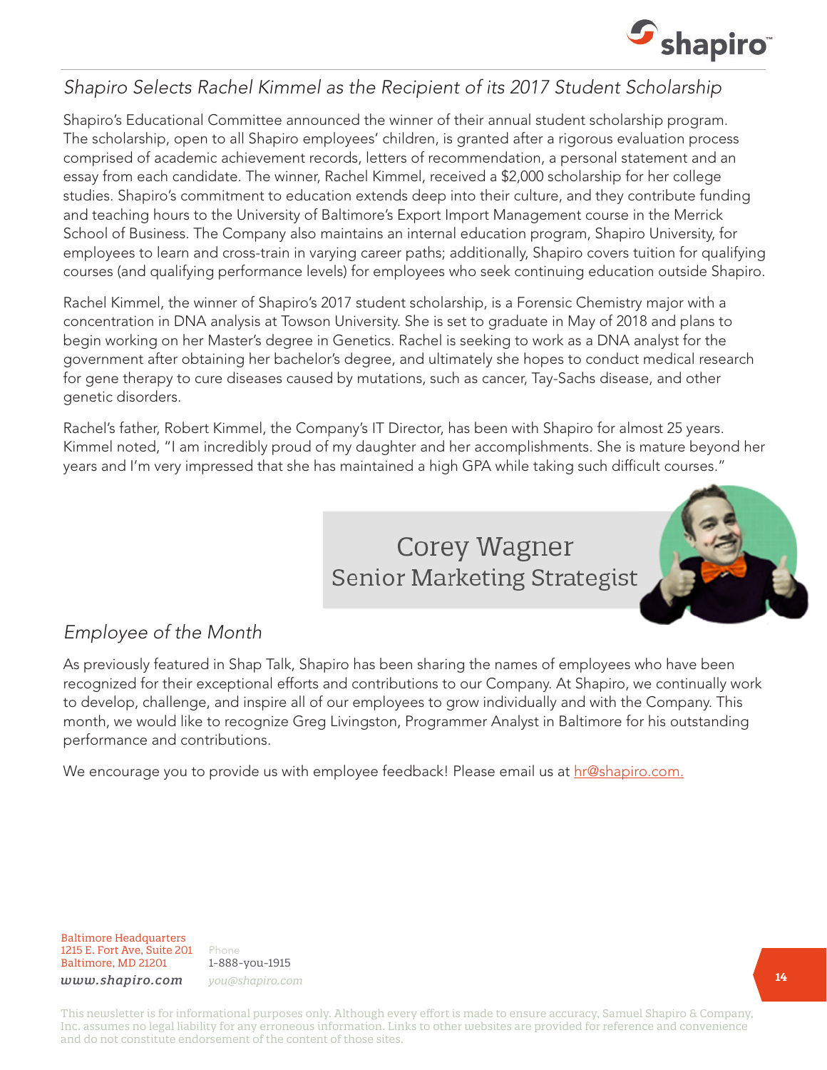## *Shapiro Selects Rachel Kimmel as the Recipient of its 2017 Student Scholarship*

Shapiro's Educational Committee announced the winner of their annual student scholarship program. The scholarship, open to all Shapiro employees' children, is granted after a rigorous evaluation process comprised of academic achievement records, letters of recommendation, a personal statement and an essay from each candidate. The winner, Rachel Kimmel, received a $2,000 scholarship for her college studies. Shapiro's commitment to education extends deep into their culture, and they contribute funding and teaching hours to the University of Baltimore's Export Import Management course in the Merrick School of Business. The Company also maintains an internal education program, Shapiro University, for employees to learn and cross-train in varying career paths; additionally, Shapiro covers tuition for qualifying courses (and qualifying performance levels) for employees who seek continuing education outside Shapiro.

Rachel Kimmel, the winner of Shapiro's 2017 student scholarship, is a Forensic Chemistry major with a concentration in DNA analysis at Towson University. She is set to graduate in May of 2018 and plans to begin working on her Master's degree in Genetics. Rachel is seeking to work as a DNA analyst for the government after obtaining her bachelor's degree, and ultimately she hopes to conduct medical research for gene therapy to cure diseases caused by mutations, such as cancer, Tay-Sachs disease, and other genetic disorders.

Rachel's father, Robert Kimmel, the Company's IT Director, has been with Shapiro for almost 25 years. Kimmel noted, "I am incredibly proud of my daughter and her accomplishments. She is mature beyond her years and I'm very impressed that she has maintained a high GPA while taking such difficult courses."

Corey Wagner
Senior Marketing Strategist

## *Employee of the Month*

As previously featured in Shap Talk, Shapiro has been sharing the names of employees who have been recognized for their exceptional efforts and contributions to our Company. At Shapiro, we continually work to develop, challenge, and inspire all of our employees to grow individually and with the Company. This month, we would like to recognize Greg Livingston, Programmer Analyst in Baltimore for his outstanding performance and contributions.

We encourage you to provide us with employee feedback! Please email us at hr@shapiro.com.

Baltimore Headquarters
1215 E. Fort Ave, Suite 201
Baltimore, MD 21201
*www.shapiro.com*

Phone
1-888-you-1915
*you@shapiro.com*

This newsletter is for informational purposes only. Although every effort is made to ensure accuracy, Samuel Shapiro & Company, Inc. assumes no legal liability for any erroneous information. Links to other websites are provided for reference and convenience and do not constitute endorsement of the content of those sites.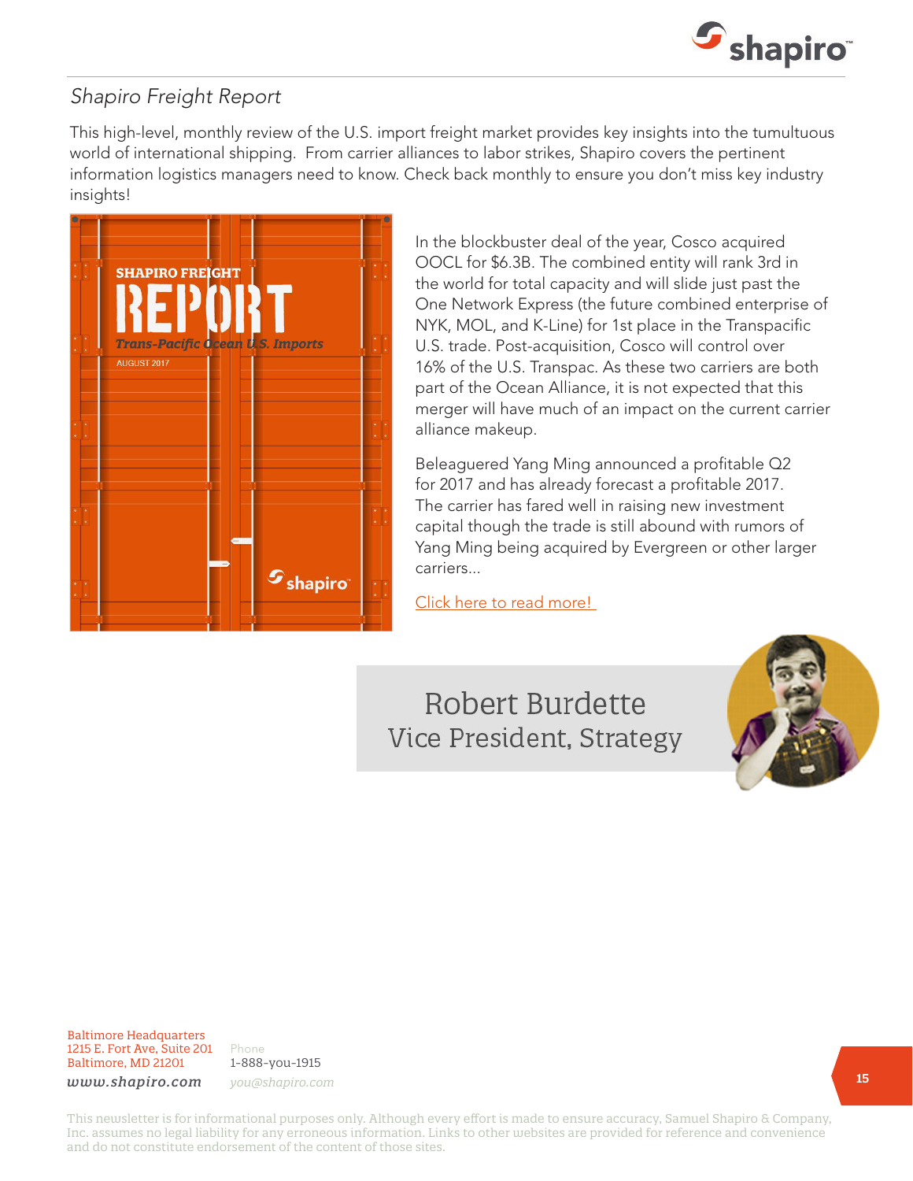## *Shapiro Freight Report*

This high-level, monthly review of the U.S. import freight market provides key insights into the tumultuous world of international shipping. From carrier alliances to labor strikes, Shapiro covers the pertinent information logistics managers need to know. Check back monthly to ensure you don't miss key industry insights!

SHAPIRO FREIGHT REPORT

*Trans-Pacific Ocean U.S. Imports*

AUGUST 2017

shapiro

In the blockbuster deal of the year, Cosco acquired OOCL for $6.3B. The combined entity will rank 3rd in the world for total capacity and will slide just past the One Network Express (the future combined enterprise of NYK, MOL, and K-Line) for 1st place in the Transpacific U.S. trade. Post-acquisition, Cosco will control over 16% of the U.S. Transpac. As these two carriers are both part of the Ocean Alliance, it is not expected that this merger will have much of an impact on the current carrier alliance makeup.

Beleaguered Yang Ming announced a profitable Q2 for 2017 and has already forecast a profitable 2017. The carrier has fared well in raising new investment capital though the trade is still abound with rumors of Yang Ming being acquired by Evergreen or other larger carriers...

Click here to read more!

Robert Burdette
Vice President, Strategy

Baltimore Headquarters
1215 E. Fort Ave, Suite 201
Baltimore, MD 21201
*www.shapiro.com*

Phone
1-888-you-1915
*you@shapiro.com*

This newsletter is for informational purposes only. Although every effort is made to ensure accuracy, Samuel Shapiro & Company, Inc. assumes no legal liability for any erroneous information. Links to other websites are provided for reference and convenience and do not constitute endorsement of the content of those sites.